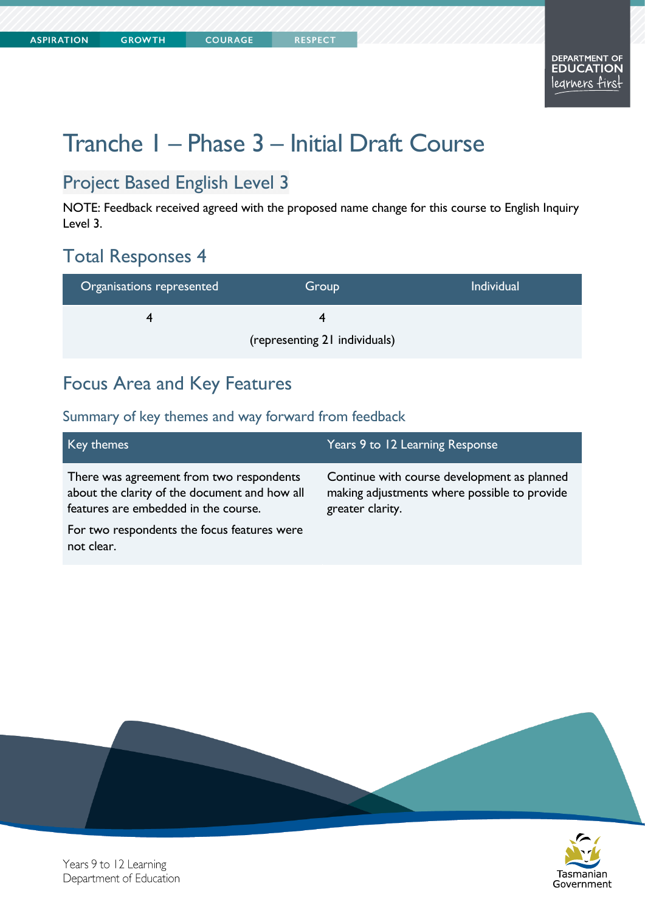# Tranche 1 – Phase 3 – Initial Draft Course

## Project Based English Level 3

NOTE: Feedback received agreed with the proposed name change for this course to English Inquiry Level 3.

## Total Responses 4

| Organisations represented | Group | Individual |
|---|---|---|
| 4 | 4 (representing 21 individuals) | |

## Focus Area and Key Features

### Summary of key themes and way forward from feedback

| Key themes | Years 9 to 12 Learning Response |
|---|---|
| There was agreement from two respondents about the clarity of the document and how all features are embedded in the course.<br><br>For two respondents the focus features were not clear. | Continue with course development as planned making adjustments where possible to provide greater clarity. |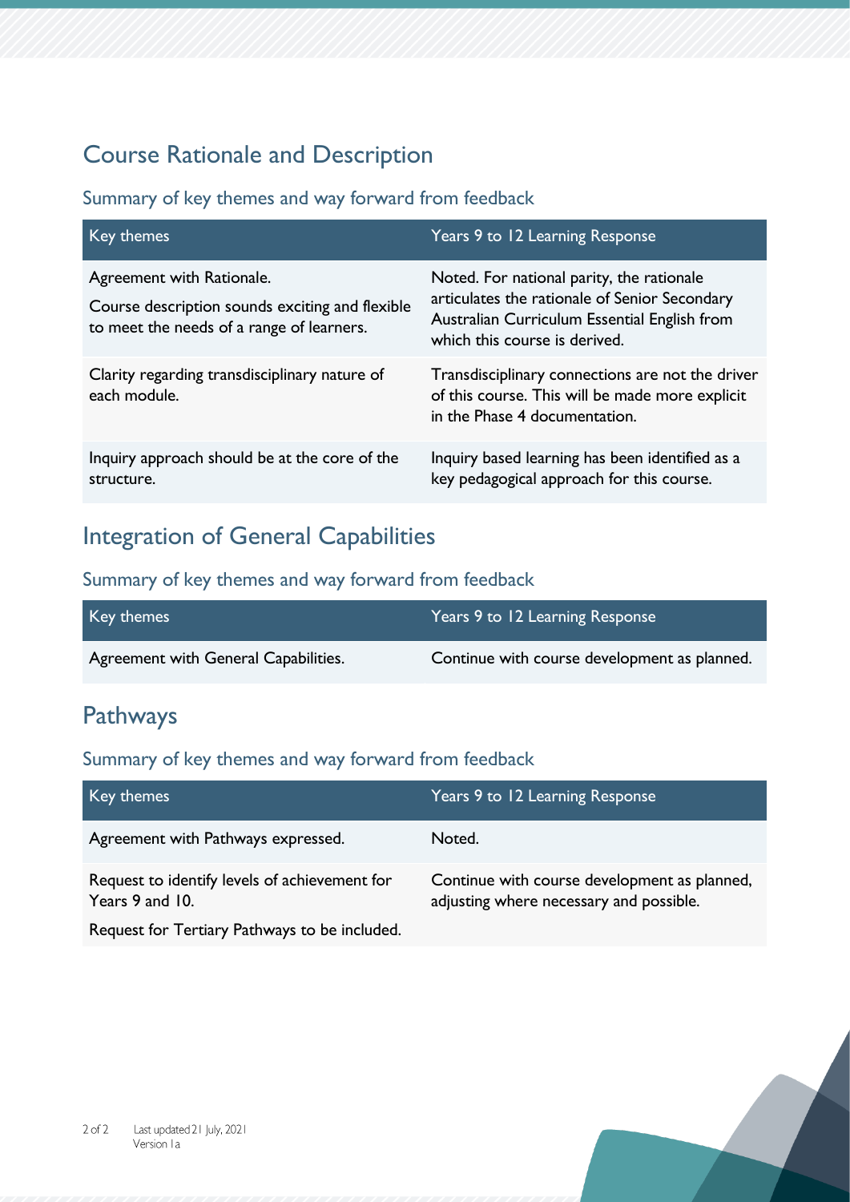## Course Rationale and Description

### Summary of key themes and way forward from feedback

| Key themes | Years 9 to 12 Learning Response |
|---|---|
| Agreement with Rationale.<br>Course description sounds exciting and flexible to meet the needs of a range of learners. | Noted. For national parity, the rationale articulates the rationale of Senior Secondary Australian Curriculum Essential English from which this course is derived. |
| Clarity regarding transdisciplinary nature of each module. | Transdisciplinary connections are not the driver of this course. This will be made more explicit in the Phase 4 documentation. |
| Inquiry approach should be at the core of the structure. | Inquiry based learning has been identified as a key pedagogical approach for this course. |

## Integration of General Capabilities

### Summary of key themes and way forward from feedback

| Key themes | Years 9 to 12 Learning Response |
|---|---|
| Agreement with General Capabilities. | Continue with course development as planned. |

## Pathways

### Summary of key themes and way forward from feedback

| Key themes | Years 9 to 12 Learning Response |
|---|---|
| Agreement with Pathways expressed. | Noted. |
| Request to identify levels of achievement for Years 9 and 10.<br>Request for Tertiary Pathways to be included. | Continue with course development as planned, adjusting where necessary and possible. |

Last updated 21 July, 2021
Version 1a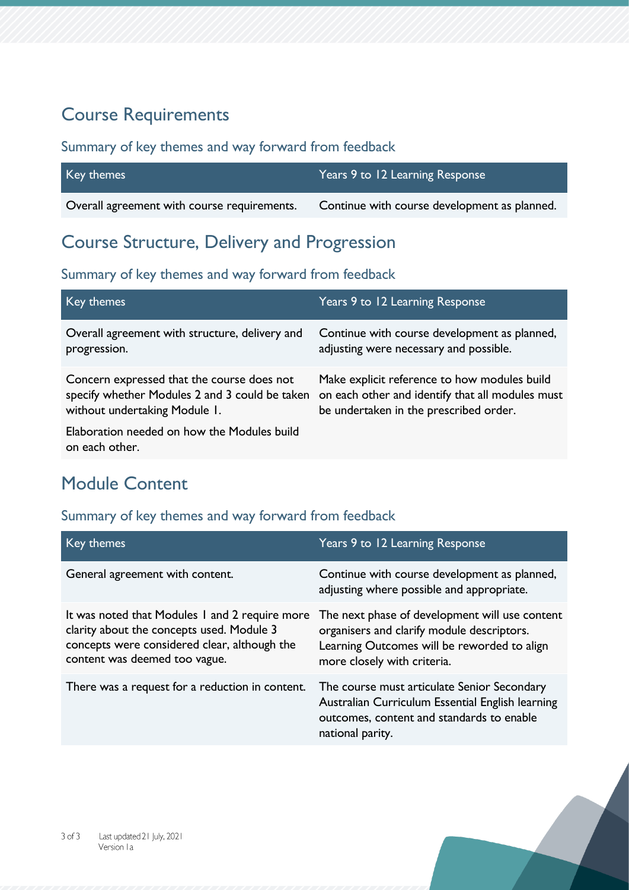## Course Requirements

### Summary of key themes and way forward from feedback

| Key themes | Years 9 to 12 Learning Response |
|---|---|
| Overall agreement with course requirements. | Continue with course development as planned. |

## Course Structure, Delivery and Progression

### Summary of key themes and way forward from feedback

| Key themes | Years 9 to 12 Learning Response |
|---|---|
| Overall agreement with structure, delivery and progression. | Continue with course development as planned, adjusting were necessary and possible. |
| Concern expressed that the course does not specify whether Modules 2 and 3 could be taken without undertaking Module 1. Elaboration needed on how the Modules build on each other. | Make explicit reference to how modules build on each other and identify that all modules must be undertaken in the prescribed order. |

## Module Content

### Summary of key themes and way forward from feedback

| Key themes | Years 9 to 12 Learning Response |
|---|---|
| General agreement with content. | Continue with course development as planned, adjusting where possible and appropriate. |
| It was noted that Modules 1 and 2 require more clarity about the concepts used. Module 3 concepts were considered clear, although the content was deemed too vague. | The next phase of development will use content organisers and clarify module descriptors. Learning Outcomes will be reworded to align more closely with criteria. |
| There was a request for a reduction in content. | The course must articulate Senior Secondary Australian Curriculum Essential English learning outcomes, content and standards to enable national parity. |

Last updated 21 July, 2021
Version 1a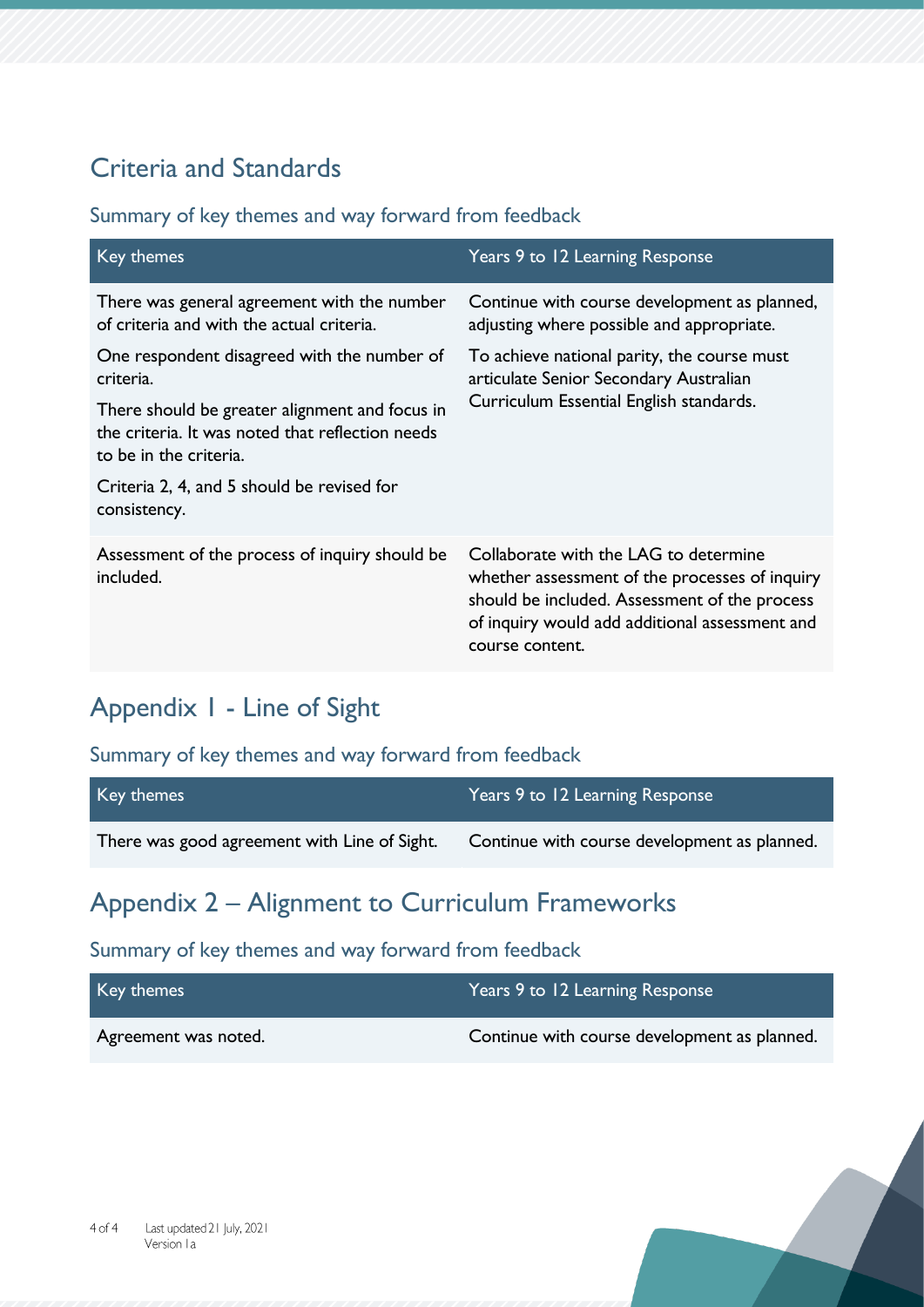## Criteria and Standards

### Summary of key themes and way forward from feedback

| Key themes | Years 9 to 12 Learning Response |
|---|---|
| There was general agreement with the number of criteria and with the actual criteria.<br><br>One respondent disagreed with the number of criteria.<br><br>There should be greater alignment and focus in the criteria. It was noted that reflection needs to be in the criteria.<br><br>Criteria 2, 4, and 5 should be revised for consistency. | Continue with course development as planned, adjusting where possible and appropriate.<br><br>To achieve national parity, the course must articulate Senior Secondary Australian Curriculum Essential English standards. |
| Assessment of the process of inquiry should be included. | Collaborate with the LAG to determine whether assessment of the processes of inquiry should be included. Assessment of the process of inquiry would add additional assessment and course content. |

## Appendix 1 - Line of Sight

### Summary of key themes and way forward from feedback

| Key themes | Years 9 to 12 Learning Response |
|---|---|
| There was good agreement with Line of Sight. | Continue with course development as planned. |

## Appendix 2 – Alignment to Curriculum Frameworks

### Summary of key themes and way forward from feedback

| Key themes | Years 9 to 12 Learning Response |
|---|---|
| Agreement was noted. | Continue with course development as planned. |

Last updated 21 July, 2021
Version 1a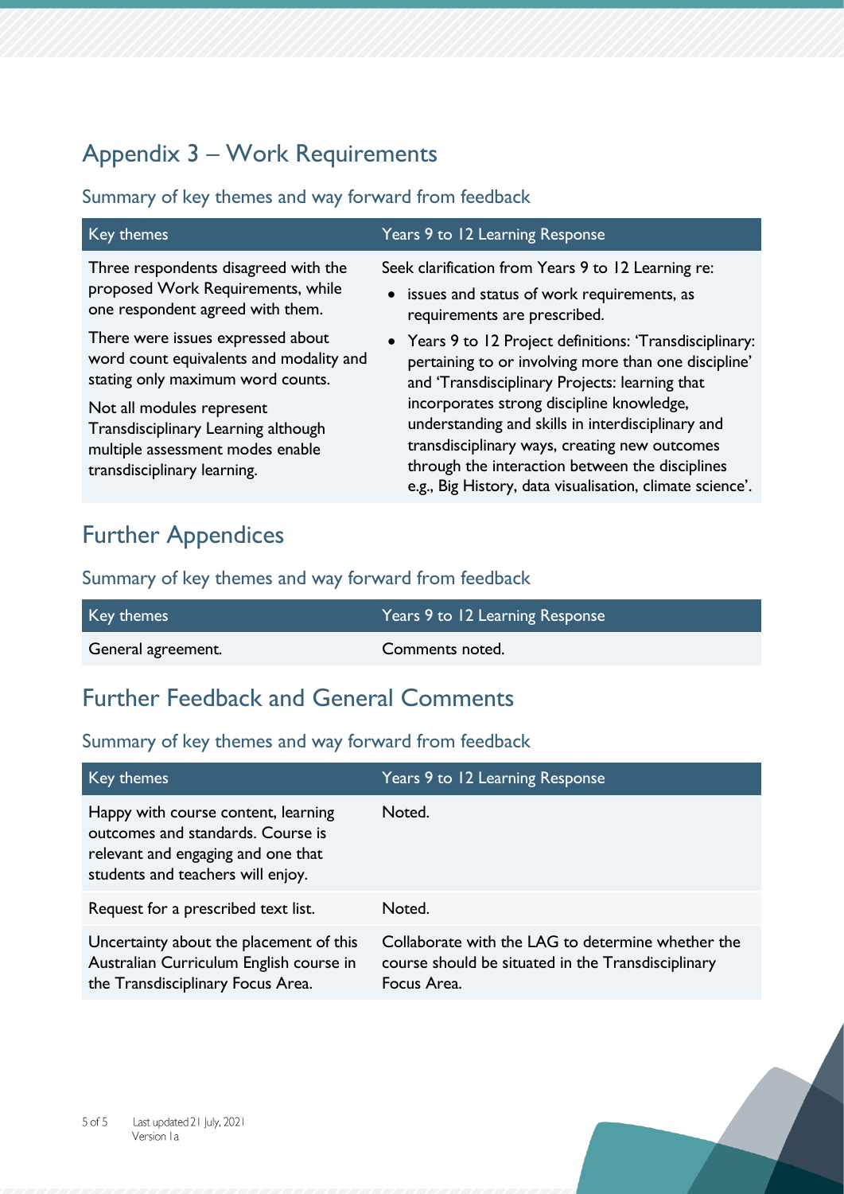## Appendix 3 – Work Requirements

### Summary of key themes and way forward from feedback

| Key themes | Years 9 to 12 Learning Response |
| --- | --- |
| Three respondents disagreed with the proposed Work Requirements, while one respondent agreed with them.<br><br>There were issues expressed about word count equivalents and modality and stating only maximum word counts.<br><br>Not all modules represent Transdisciplinary Learning although multiple assessment modes enable transdisciplinary learning. | Seek clarification from Years 9 to 12 Learning re:<br>• issues and status of work requirements, as requirements are prescribed.<br>• Years 9 to 12 Project definitions: 'Transdisciplinary: pertaining to or involving more than one discipline' and 'Transdisciplinary Projects: learning that incorporates strong discipline knowledge, understanding and skills in interdisciplinary and transdisciplinary ways, creating new outcomes through the interaction between the disciplines e.g., Big History, data visualisation, climate science'. |

## Further Appendices

### Summary of key themes and way forward from feedback

| Key themes | Years 9 to 12 Learning Response |
| --- | --- |
| General agreement. | Comments noted. |

## Further Feedback and General Comments

### Summary of key themes and way forward from feedback

| Key themes | Years 9 to 12 Learning Response |
| --- | --- |
| Happy with course content, learning outcomes and standards. Course is relevant and engaging and one that students and teachers will enjoy. | Noted. |
| Request for a prescribed text list. | Noted. |
| Uncertainty about the placement of this Australian Curriculum English course in the Transdisciplinary Focus Area. | Collaborate with the LAG to determine whether the course should be situated in the Transdisciplinary Focus Area. |

Last updated 21 July, 2021
Version 1a